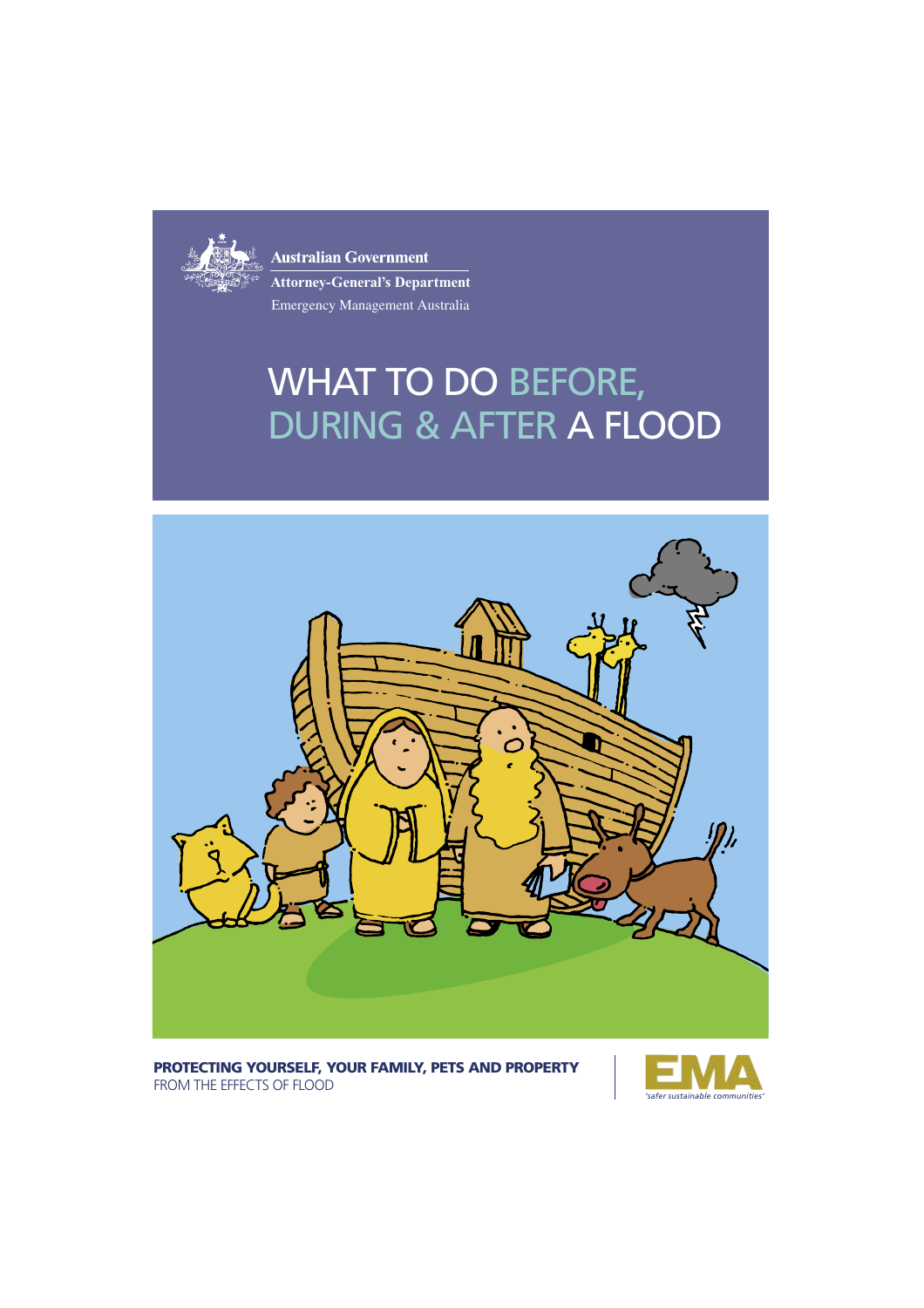Australian Government

Attorney-General's Department

Emergency Management Australia

# WHAT TO DO BEFORE, DURING & AFTER A FLOOD

**PROTECTING YOURSELF, YOUR FAMILY, PETS AND PROPERTY**
FROM THE EFFECTS OF FLOOD

EMA
*'safer sustainable communities'*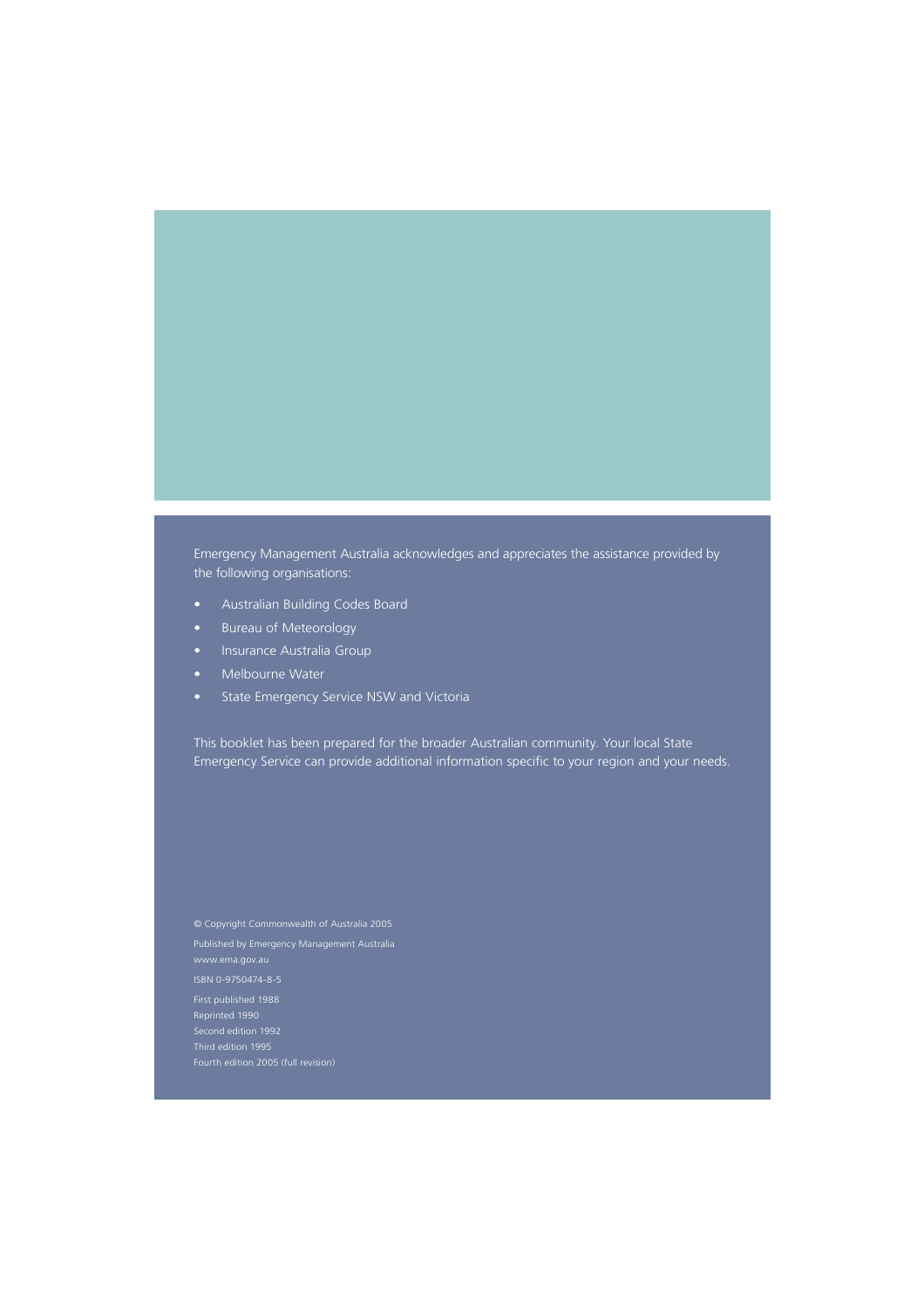Emergency Management Australia acknowledges and appreciates the assistance provided by the following organisations:

- Australian Building Codes Board
- Bureau of Meteorology
- Insurance Australia Group
- Melbourne Water
- State Emergency Service NSW and Victoria

This booklet has been prepared for the broader Australian community. Your local State Emergency Service can provide additional information specific to your region and your needs.

© Copyright Commonwealth of Australia 2005

Published by Emergency Management Australia
www.ema.gov.au

ISBN 0-9750474-8-5

First published 1988
Reprinted 1990
Second edition 1992
Third edition 1995
Fourth edition 2005 (full revision)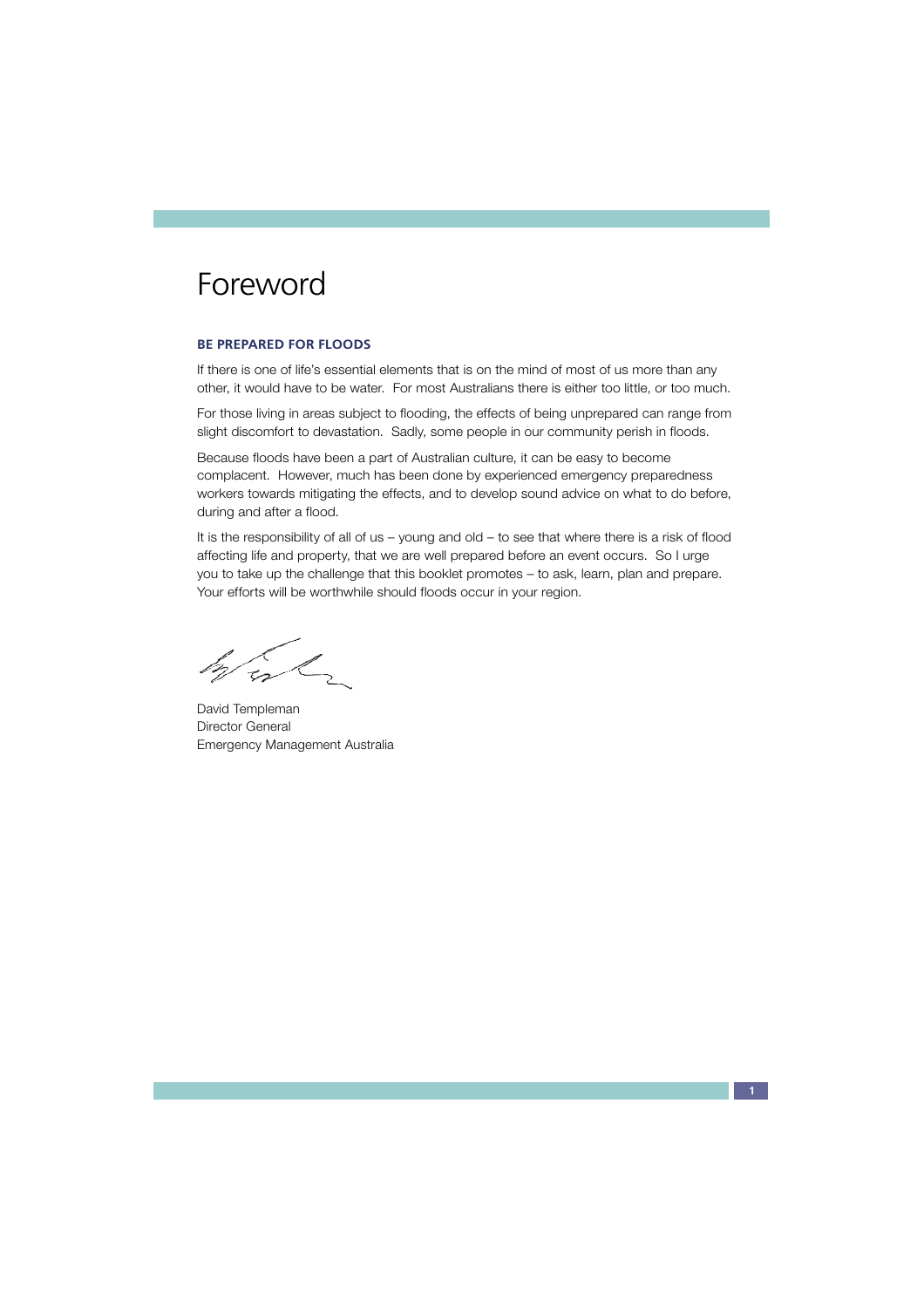# Foreword

### BE PREPARED FOR FLOODS

If there is one of life's essential elements that is on the mind of most of us more than any other, it would have to be water. For most Australians there is either too little, or too much.

For those living in areas subject to flooding, the effects of being unprepared can range from slight discomfort to devastation. Sadly, some people in our community perish in floods.

Because floods have been a part of Australian culture, it can be easy to become complacent. However, much has been done by experienced emergency preparedness workers towards mitigating the effects, and to develop sound advice on what to do before, during and after a flood.

It is the responsibility of all of us – young and old – to see that where there is a risk of flood affecting life and property, that we are well prepared before an event occurs. So I urge you to take up the challenge that this booklet promotes – to ask, learn, plan and prepare. Your efforts will be worthwhile should floods occur in your region.

David Templeman
Director General
Emergency Management Australia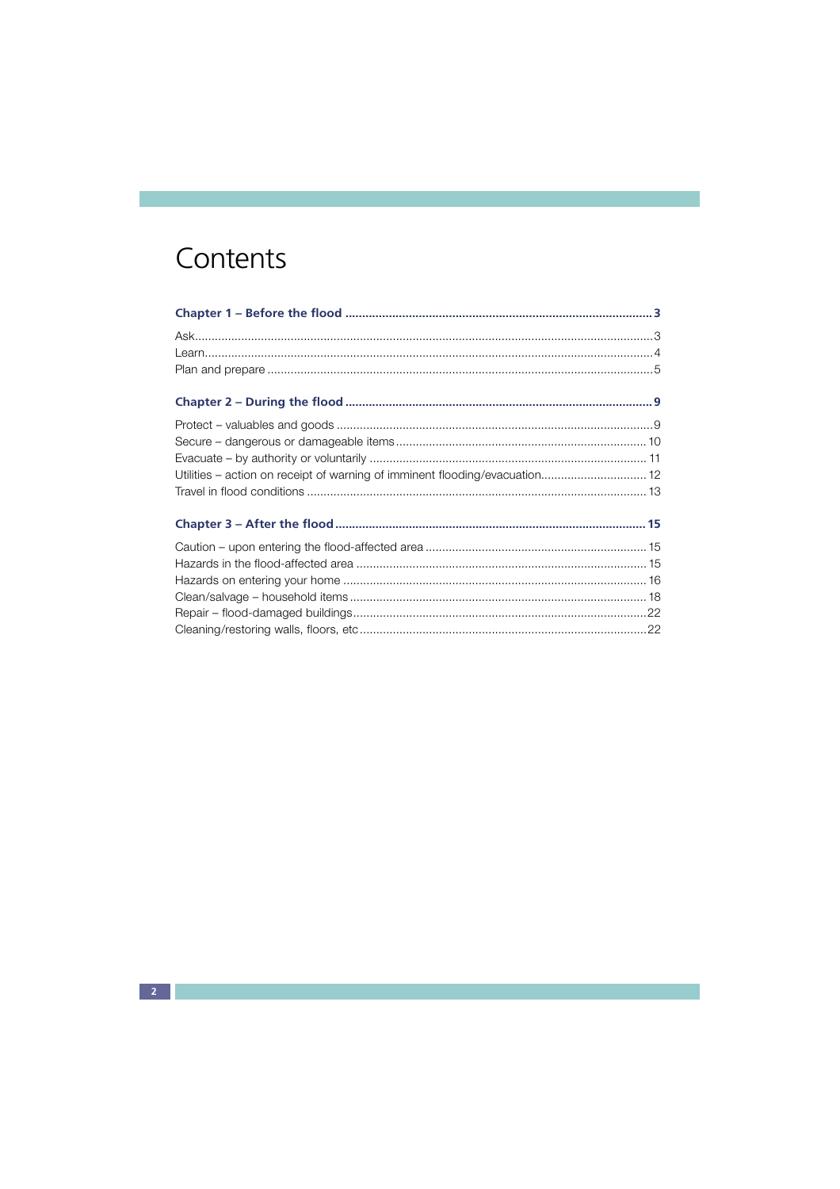# Contents

**Chapter 1 – Before the flood** ........................................ **3**

Ask........................................ 3
Learn........................................ 4
Plan and prepare ........................................ 5

**Chapter 2 – During the flood** ........................................ **9**

Protect – valuables and goods ........................................ 9
Secure – dangerous or damageable items ........................................ 10
Evacuate – by authority or voluntarily ........................................ 11
Utilities – action on receipt of warning of imminent flooding/evacuation........................................ 12
Travel in flood conditions ........................................ 13

**Chapter 3 – After the flood** ........................................ **15**

Caution – upon entering the flood-affected area ........................................ 15
Hazards in the flood-affected area ........................................ 15
Hazards on entering your home ........................................ 16
Clean/salvage – household items ........................................ 18
Repair – flood-damaged buildings........................................ 22
Cleaning/restoring walls, floors, etc........................................ 22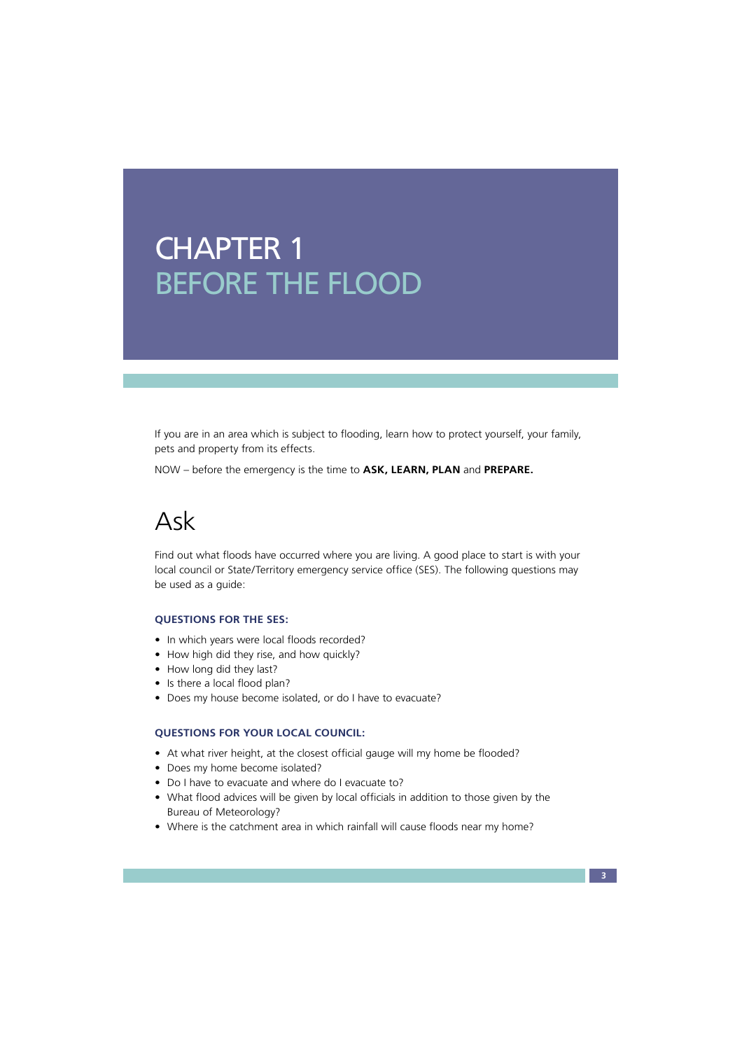# CHAPTER 1
# BEFORE THE FLOOD

If you are in an area which is subject to flooding, learn how to protect yourself, your family, pets and property from its effects.

NOW – before the emergency is the time to **ASK, LEARN, PLAN** and **PREPARE.**

## Ask

Find out what floods have occurred where you are living. A good place to start is with your local council or State/Territory emergency service office (SES). The following questions may be used as a guide:

### QUESTIONS FOR THE SES:

- In which years were local floods recorded?
- How high did they rise, and how quickly?
- How long did they last?
- Is there a local flood plan?
- Does my house become isolated, or do I have to evacuate?

### QUESTIONS FOR YOUR LOCAL COUNCIL:

- At what river height, at the closest official gauge will my home be flooded?
- Does my home become isolated?
- Do I have to evacuate and where do I evacuate to?
- What flood advices will be given by local officials in addition to those given by the Bureau of Meteorology?
- Where is the catchment area in which rainfall will cause floods near my home?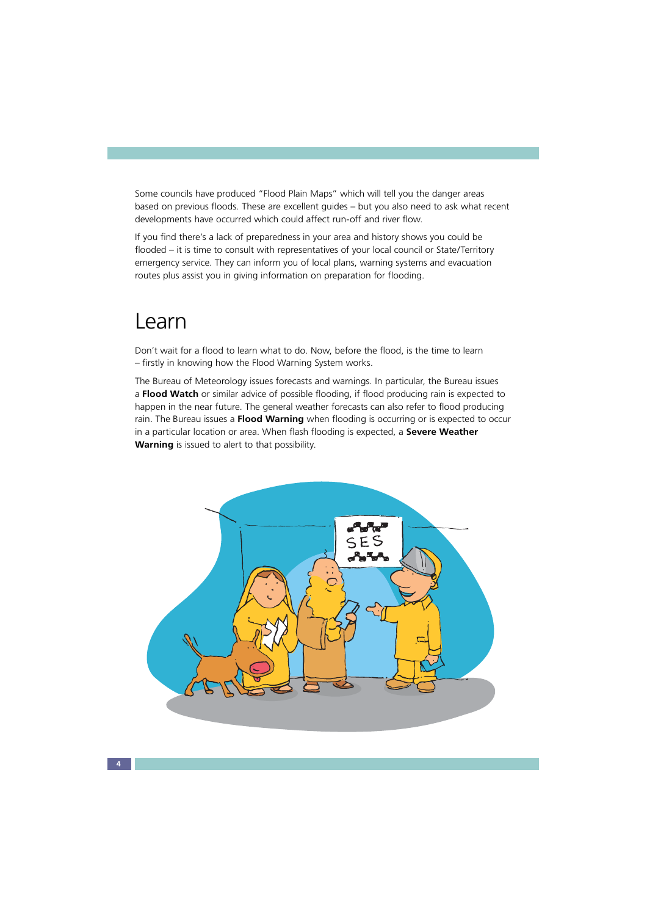Some councils have produced "Flood Plain Maps" which will tell you the danger areas based on previous floods. These are excellent guides – but you also need to ask what recent developments have occurred which could affect run-off and river flow.

If you find there's a lack of preparedness in your area and history shows you could be flooded – it is time to consult with representatives of your local council or State/Territory emergency service. They can inform you of local plans, warning systems and evacuation routes plus assist you in giving information on preparation for flooding.

# Learn

Don't wait for a flood to learn what to do. Now, before the flood, is the time to learn – firstly in knowing how the Flood Warning System works.

The Bureau of Meteorology issues forecasts and warnings. In particular, the Bureau issues a **Flood Watch** or similar advice of possible flooding, if flood producing rain is expected to happen in the near future. The general weather forecasts can also refer to flood producing rain. The Bureau issues a **Flood Warning** when flooding is occurring or is expected to occur in a particular location or area. When flash flooding is expected, a **Severe Weather Warning** is issued to alert to that possibility.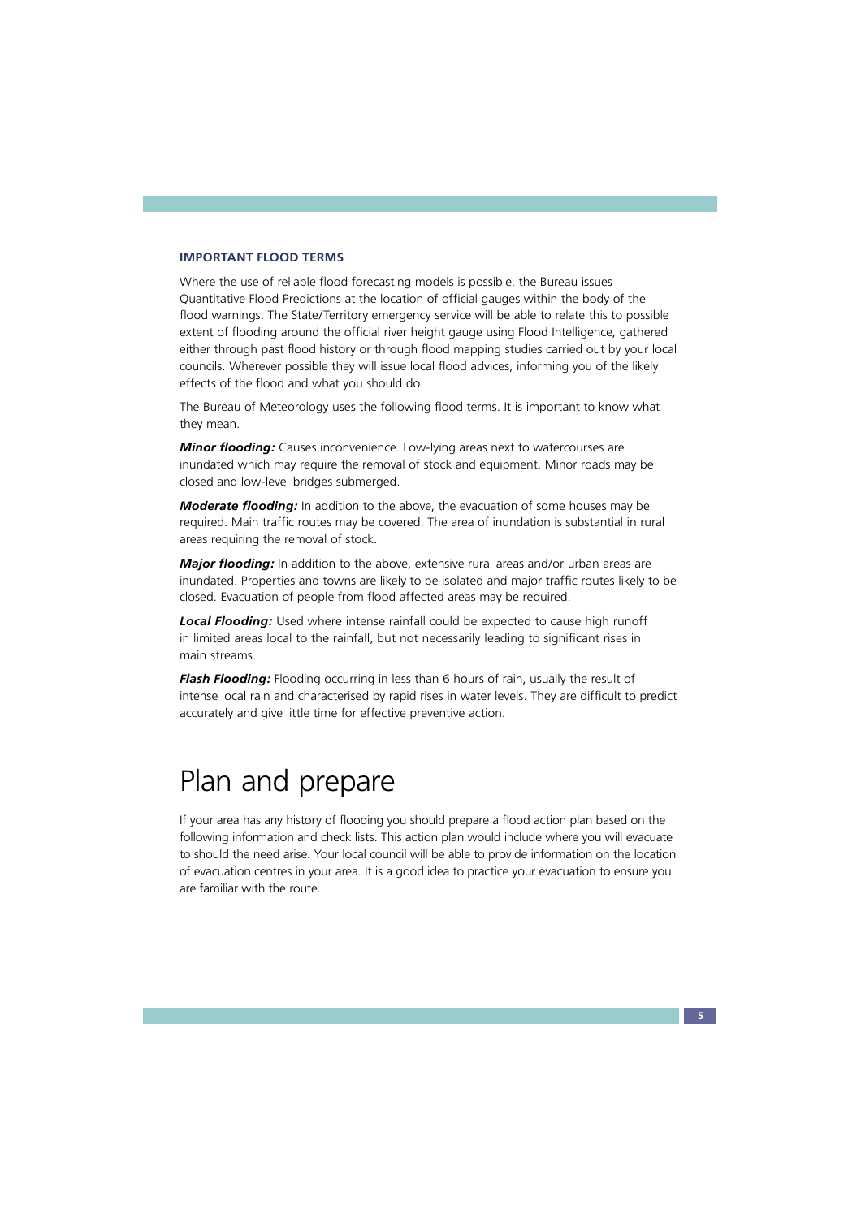### IMPORTANT FLOOD TERMS

Where the use of reliable flood forecasting models is possible, the Bureau issues Quantitative Flood Predictions at the location of official gauges within the body of the flood warnings. The State/Territory emergency service will be able to relate this to possible extent of flooding around the official river height gauge using Flood Intelligence, gathered either through past flood history or through flood mapping studies carried out by your local councils. Wherever possible they will issue local flood advices, informing you of the likely effects of the flood and what you should do.

The Bureau of Meteorology uses the following flood terms. It is important to know what they mean.

***Minor flooding:*** Causes inconvenience. Low-lying areas next to watercourses are inundated which may require the removal of stock and equipment. Minor roads may be closed and low-level bridges submerged.

***Moderate flooding:*** In addition to the above, the evacuation of some houses may be required. Main traffic routes may be covered. The area of inundation is substantial in rural areas requiring the removal of stock.

***Major flooding:*** In addition to the above, extensive rural areas and/or urban areas are inundated. Properties and towns are likely to be isolated and major traffic routes likely to be closed. Evacuation of people from flood affected areas may be required.

***Local Flooding:*** Used where intense rainfall could be expected to cause high runoff in limited areas local to the rainfall, but not necessarily leading to significant rises in main streams.

***Flash Flooding:*** Flooding occurring in less than 6 hours of rain, usually the result of intense local rain and characterised by rapid rises in water levels. They are difficult to predict accurately and give little time for effective preventive action.

# Plan and prepare

If your area has any history of flooding you should prepare a flood action plan based on the following information and check lists. This action plan would include where you will evacuate to should the need arise. Your local council will be able to provide information on the location of evacuation centres in your area. It is a good idea to practice your evacuation to ensure you are familiar with the route.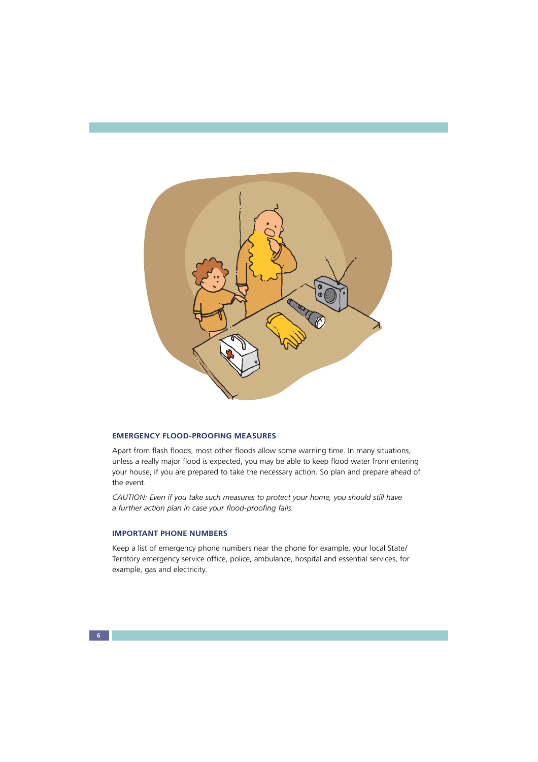## EMERGENCY FLOOD-PROOFING MEASURES

Apart from flash floods, most other floods allow some warning time. In many situations, unless a really major flood is expected, you may be able to keep flood water from entering your house, if you are prepared to take the necessary action. So plan and prepare ahead of the event.

*CAUTION: Even if you take such measures to protect your home, you should still have a further action plan in case your flood-proofing fails.*

## IMPORTANT PHONE NUMBERS

Keep a list of emergency phone numbers near the phone for example, your local State/Territory emergency service office, police, ambulance, hospital and essential services, for example, gas and electricity.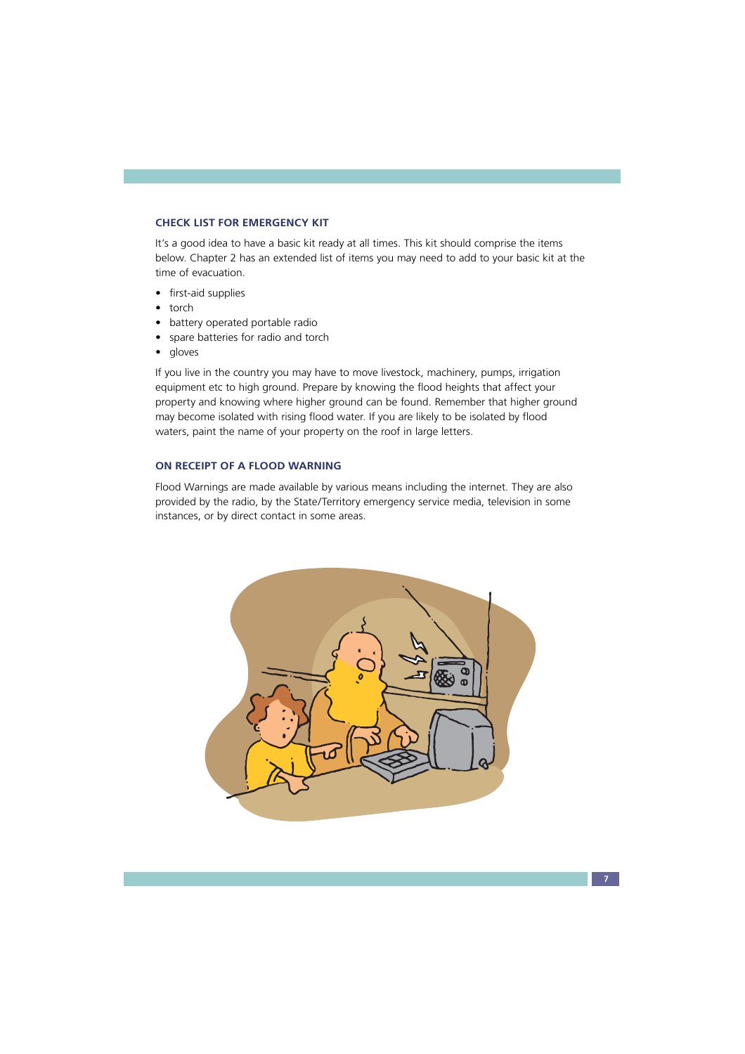### CHECK LIST FOR EMERGENCY KIT

It's a good idea to have a basic kit ready at all times. This kit should comprise the items below. Chapter 2 has an extended list of items you may need to add to your basic kit at the time of evacuation.

- first-aid supplies
- torch
- battery operated portable radio
- spare batteries for radio and torch
- gloves

If you live in the country you may have to move livestock, machinery, pumps, irrigation equipment etc to high ground. Prepare by knowing the flood heights that affect your property and knowing where higher ground can be found. Remember that higher ground may become isolated with rising flood water. If you are likely to be isolated by flood waters, paint the name of your property on the roof in large letters.

### ON RECEIPT OF A FLOOD WARNING

Flood Warnings are made available by various means including the internet. They are also provided by the radio, by the State/Territory emergency service media, television in some instances, or by direct contact in some areas.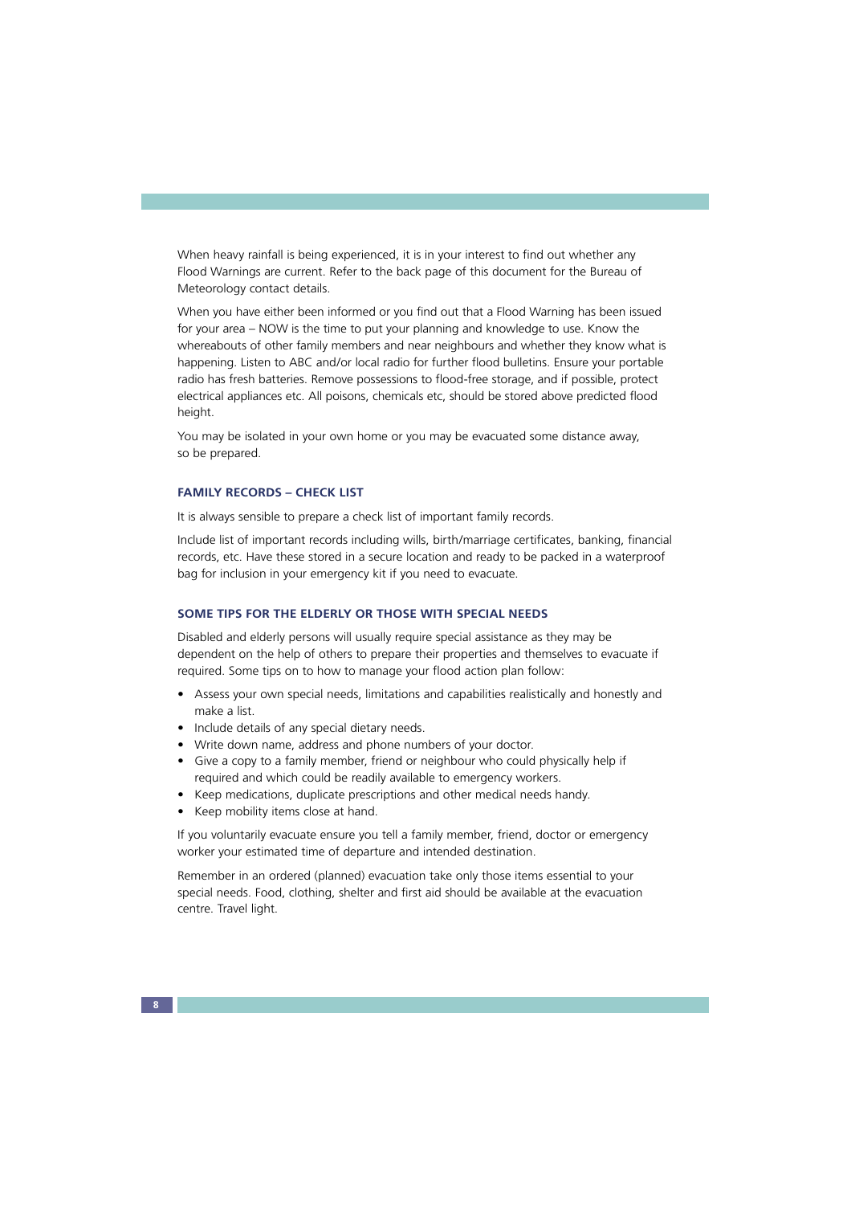When heavy rainfall is being experienced, it is in your interest to find out whether any Flood Warnings are current. Refer to the back page of this document for the Bureau of Meteorology contact details.

When you have either been informed or you find out that a Flood Warning has been issued for your area – NOW is the time to put your planning and knowledge to use. Know the whereabouts of other family members and near neighbours and whether they know what is happening. Listen to ABC and/or local radio for further flood bulletins. Ensure your portable radio has fresh batteries. Remove possessions to flood-free storage, and if possible, protect electrical appliances etc. All poisons, chemicals etc, should be stored above predicted flood height.

You may be isolated in your own home or you may be evacuated some distance away, so be prepared.

### FAMILY RECORDS – CHECK LIST

It is always sensible to prepare a check list of important family records.

Include list of important records including wills, birth/marriage certificates, banking, financial records, etc. Have these stored in a secure location and ready to be packed in a waterproof bag for inclusion in your emergency kit if you need to evacuate.

### SOME TIPS FOR THE ELDERLY OR THOSE WITH SPECIAL NEEDS

Disabled and elderly persons will usually require special assistance as they may be dependent on the help of others to prepare their properties and themselves to evacuate if required. Some tips on to how to manage your flood action plan follow:

- Assess your own special needs, limitations and capabilities realistically and honestly and make a list.
- Include details of any special dietary needs.
- Write down name, address and phone numbers of your doctor.
- Give a copy to a family member, friend or neighbour who could physically help if required and which could be readily available to emergency workers.
- Keep medications, duplicate prescriptions and other medical needs handy.
- Keep mobility items close at hand.

If you voluntarily evacuate ensure you tell a family member, friend, doctor or emergency worker your estimated time of departure and intended destination.

Remember in an ordered (planned) evacuation take only those items essential to your special needs. Food, clothing, shelter and first aid should be available at the evacuation centre. Travel light.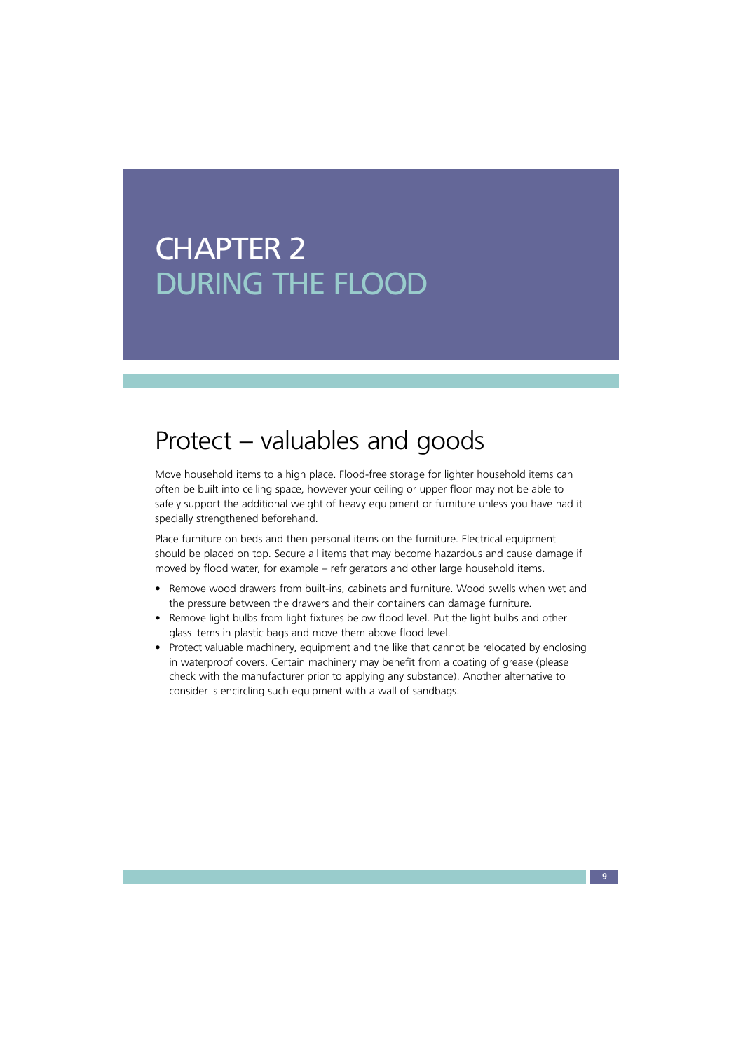# CHAPTER 2
# DURING THE FLOOD

## Protect – valuables and goods

Move household items to a high place. Flood-free storage for lighter household items can often be built into ceiling space, however your ceiling or upper floor may not be able to safely support the additional weight of heavy equipment or furniture unless you have had it specially strengthened beforehand.

Place furniture on beds and then personal items on the furniture. Electrical equipment should be placed on top. Secure all items that may become hazardous and cause damage if moved by flood water, for example – refrigerators and other large household items.

- Remove wood drawers from built-ins, cabinets and furniture. Wood swells when wet and the pressure between the drawers and their containers can damage furniture.
- Remove light bulbs from light fixtures below flood level. Put the light bulbs and other glass items in plastic bags and move them above flood level.
- Protect valuable machinery, equipment and the like that cannot be relocated by enclosing in waterproof covers. Certain machinery may benefit from a coating of grease (please check with the manufacturer prior to applying any substance). Another alternative to consider is encircling such equipment with a wall of sandbags.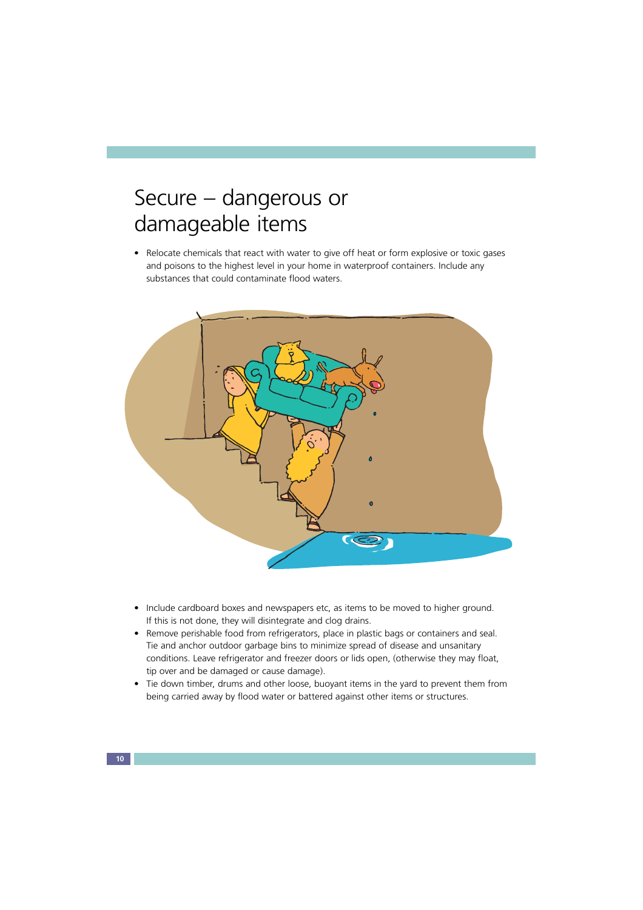# Secure – dangerous or damageable items

- Relocate chemicals that react with water to give off heat or form explosive or toxic gases and poisons to the highest level in your home in waterproof containers. Include any substances that could contaminate flood waters.

- Include cardboard boxes and newspapers etc, as items to be moved to higher ground. If this is not done, they will disintegrate and clog drains.
- Remove perishable food from refrigerators, place in plastic bags or containers and seal. Tie and anchor outdoor garbage bins to minimize spread of disease and unsanitary conditions. Leave refrigerator and freezer doors or lids open, (otherwise they may float, tip over and be damaged or cause damage).
- Tie down timber, drums and other loose, buoyant items in the yard to prevent them from being carried away by flood water or battered against other items or structures.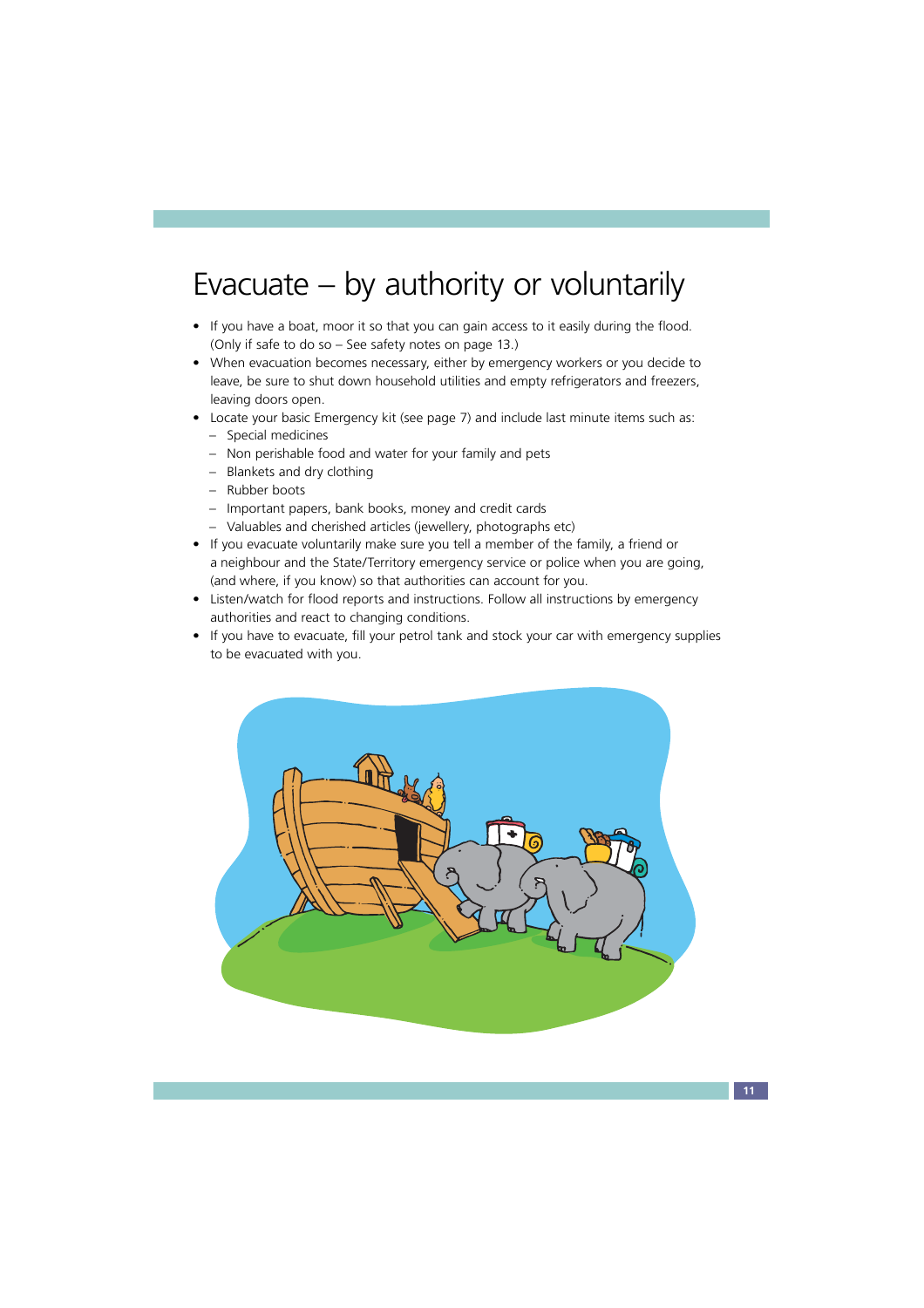# Evacuate – by authority or voluntarily

- If you have a boat, moor it so that you can gain access to it easily during the flood. (Only if safe to do so – See safety notes on page 13.)
- When evacuation becomes necessary, either by emergency workers or you decide to leave, be sure to shut down household utilities and empty refrigerators and freezers, leaving doors open.
- Locate your basic Emergency kit (see page 7) and include last minute items such as:
  - Special medicines
  - Non perishable food and water for your family and pets
  - Blankets and dry clothing
  - Rubber boots
  - Important papers, bank books, money and credit cards
  - Valuables and cherished articles (jewellery, photographs etc)
- If you evacuate voluntarily make sure you tell a member of the family, a friend or a neighbour and the State/Territory emergency service or police when you are going, (and where, if you know) so that authorities can account for you.
- Listen/watch for flood reports and instructions. Follow all instructions by emergency authorities and react to changing conditions.
- If you have to evacuate, fill your petrol tank and stock your car with emergency supplies to be evacuated with you.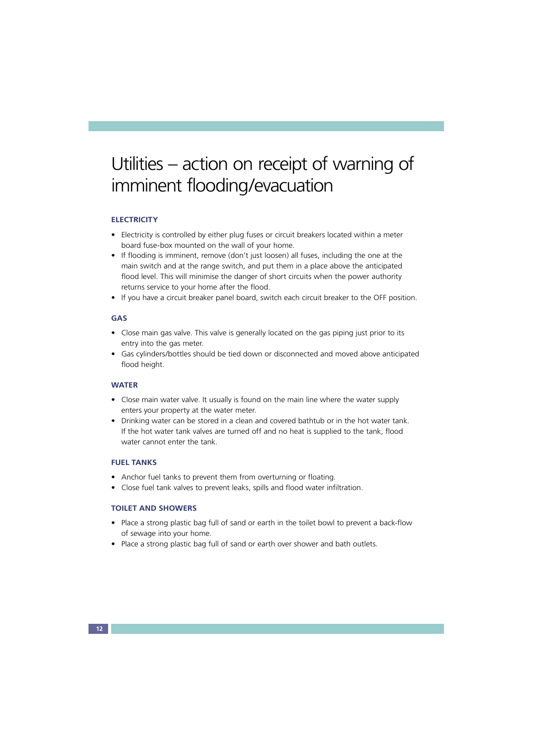# Utilities – action on receipt of warning of imminent flooding/evacuation

### ELECTRICITY

- Electricity is controlled by either plug fuses or circuit breakers located within a meter board fuse-box mounted on the wall of your home.
- If flooding is imminent, remove (don't just loosen) all fuses, including the one at the main switch and at the range switch, and put them in a place above the anticipated flood level. This will minimise the danger of short circuits when the power authority returns service to your home after the flood.
- If you have a circuit breaker panel board, switch each circuit breaker to the OFF position.

### GAS

- Close main gas valve. This valve is generally located on the gas piping just prior to its entry into the gas meter.
- Gas cylinders/bottles should be tied down or disconnected and moved above anticipated flood height.

### WATER

- Close main water valve. It usually is found on the main line where the water supply enters your property at the water meter.
- Drinking water can be stored in a clean and covered bathtub or in the hot water tank. If the hot water tank valves are turned off and no heat is supplied to the tank, flood water cannot enter the tank.

### FUEL TANKS

- Anchor fuel tanks to prevent them from overturning or floating.
- Close fuel tank valves to prevent leaks, spills and flood water infiltration.

### TOILET AND SHOWERS

- Place a strong plastic bag full of sand or earth in the toilet bowl to prevent a back-flow of sewage into your home.
- Place a strong plastic bag full of sand or earth over shower and bath outlets.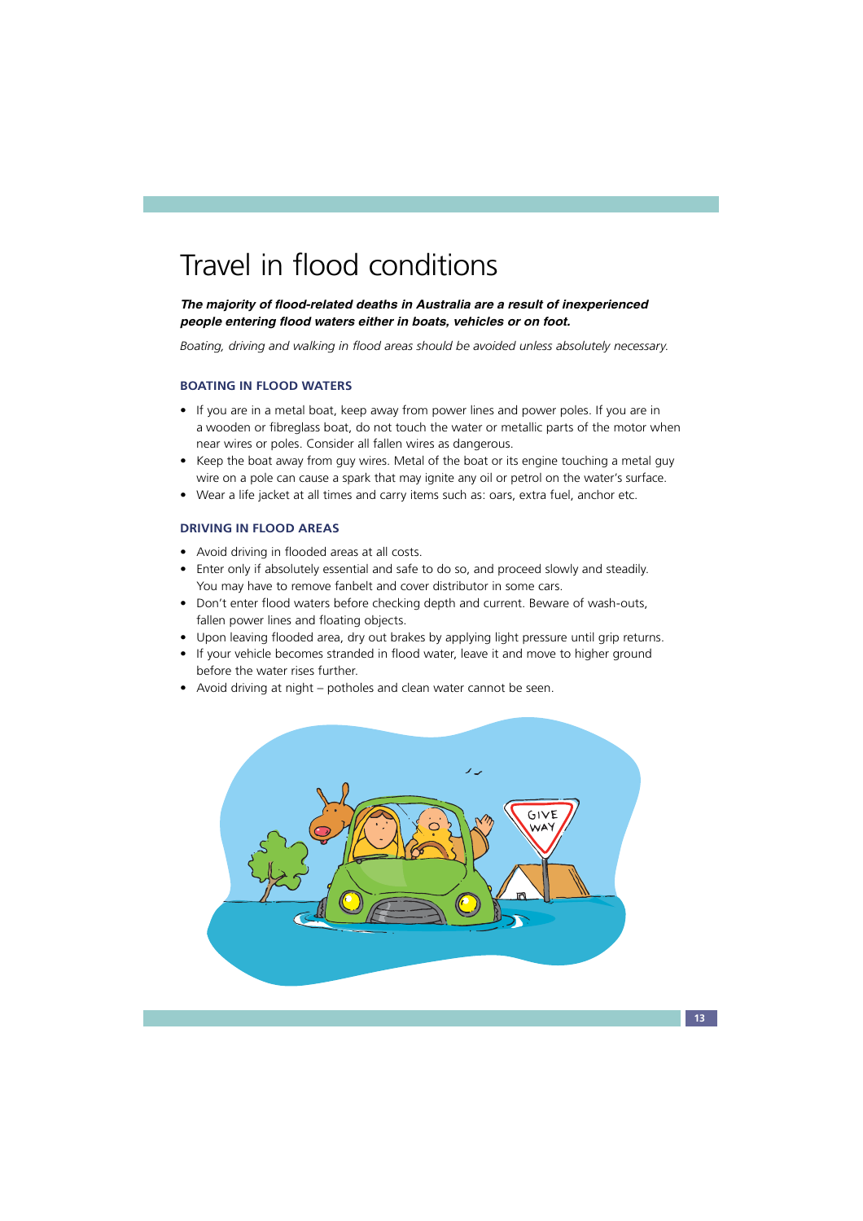# Travel in flood conditions

***The majority of flood-related deaths in Australia are a result of inexperienced people entering flood waters either in boats, vehicles or on foot.***

*Boating, driving and walking in flood areas should be avoided unless absolutely necessary.*

### BOATING IN FLOOD WATERS

- If you are in a metal boat, keep away from power lines and power poles. If you are in a wooden or fibreglass boat, do not touch the water or metallic parts of the motor when near wires or poles. Consider all fallen wires as dangerous.
- Keep the boat away from guy wires. Metal of the boat or its engine touching a metal guy wire on a pole can cause a spark that may ignite any oil or petrol on the water's surface.
- Wear a life jacket at all times and carry items such as: oars, extra fuel, anchor etc.

### DRIVING IN FLOOD AREAS

- Avoid driving in flooded areas at all costs.
- Enter only if absolutely essential and safe to do so, and proceed slowly and steadily. You may have to remove fanbelt and cover distributor in some cars.
- Don't enter flood waters before checking depth and current. Beware of wash-outs, fallen power lines and floating objects.
- Upon leaving flooded area, dry out brakes by applying light pressure until grip returns.
- If your vehicle becomes stranded in flood water, leave it and move to higher ground before the water rises further.
- Avoid driving at night – potholes and clean water cannot be seen.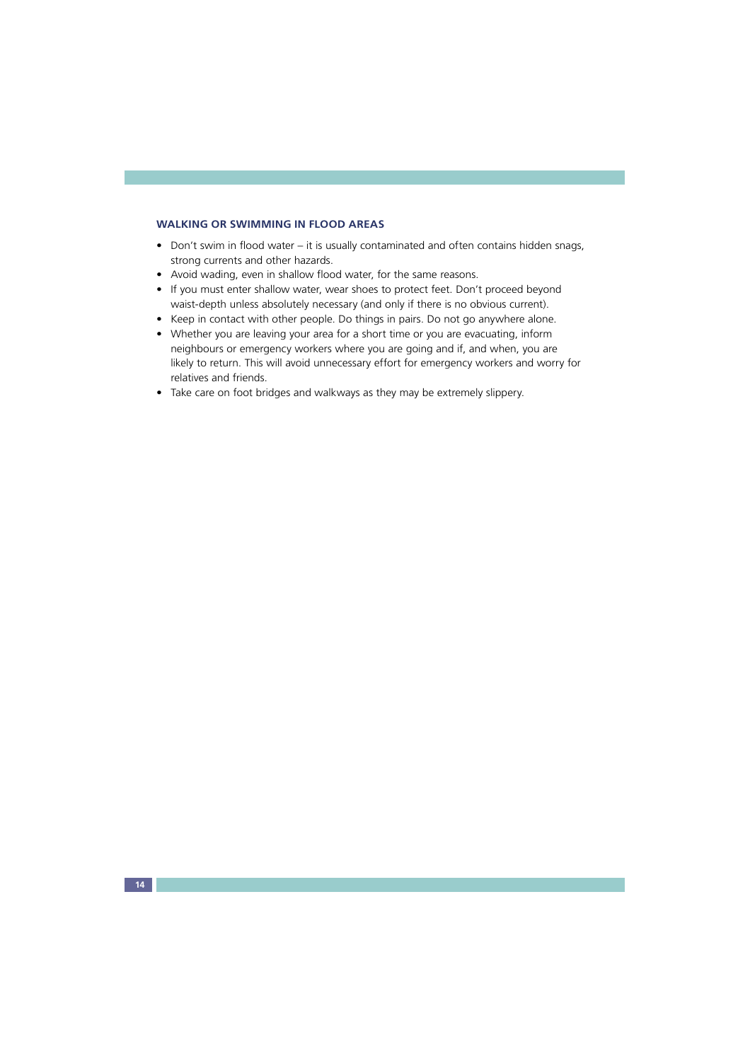### WALKING OR SWIMMING IN FLOOD AREAS

- Don't swim in flood water – it is usually contaminated and often contains hidden snags, strong currents and other hazards.
- Avoid wading, even in shallow flood water, for the same reasons.
- If you must enter shallow water, wear shoes to protect feet. Don't proceed beyond waist-depth unless absolutely necessary (and only if there is no obvious current).
- Keep in contact with other people. Do things in pairs. Do not go anywhere alone.
- Whether you are leaving your area for a short time or you are evacuating, inform neighbours or emergency workers where you are going and if, and when, you are likely to return. This will avoid unnecessary effort for emergency workers and worry for relatives and friends.
- Take care on foot bridges and walkways as they may be extremely slippery.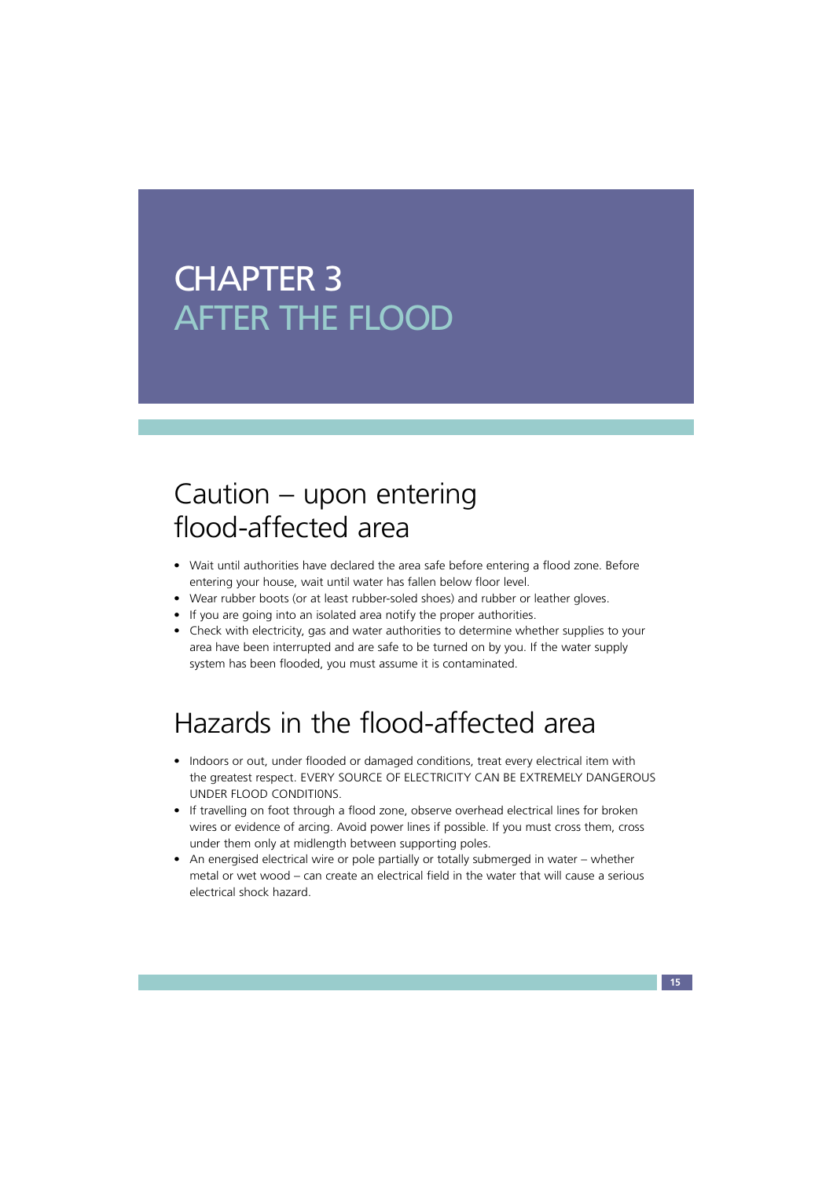# CHAPTER 3
# AFTER THE FLOOD

## Caution – upon entering flood-affected area

- Wait until authorities have declared the area safe before entering a flood zone. Before entering your house, wait until water has fallen below floor level.
- Wear rubber boots (or at least rubber-soled shoes) and rubber or leather gloves.
- If you are going into an isolated area notify the proper authorities.
- Check with electricity, gas and water authorities to determine whether supplies to your area have been interrupted and are safe to be turned on by you. If the water supply system has been flooded, you must assume it is contaminated.

## Hazards in the flood-affected area

- Indoors or out, under flooded or damaged conditions, treat every electrical item with the greatest respect. EVERY SOURCE OF ELECTRICITY CAN BE EXTREMELY DANGEROUS UNDER FLOOD CONDITI0NS.
- If travelling on foot through a flood zone, observe overhead electrical lines for broken wires or evidence of arcing. Avoid power lines if possible. If you must cross them, cross under them only at midlength between supporting poles.
- An energised electrical wire or pole partially or totally submerged in water – whether metal or wet wood – can create an electrical field in the water that will cause a serious electrical shock hazard.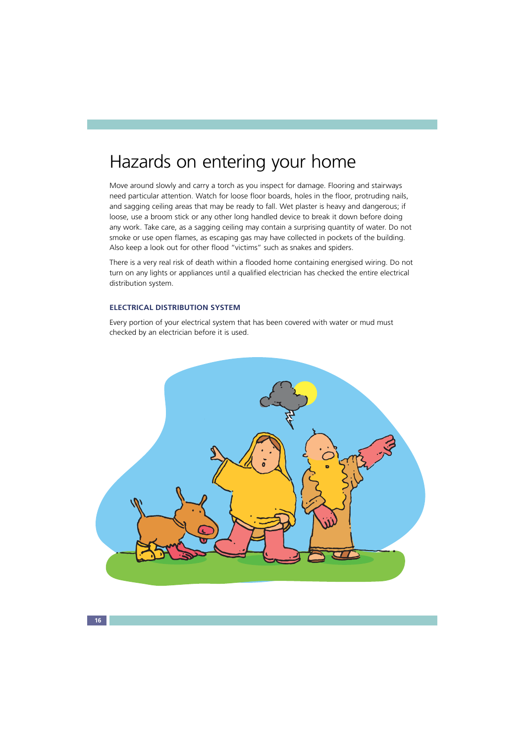# Hazards on entering your home

Move around slowly and carry a torch as you inspect for damage. Flooring and stairways need particular attention. Watch for loose floor boards, holes in the floor, protruding nails, and sagging ceiling areas that may be ready to fall. Wet plaster is heavy and dangerous; if loose, use a broom stick or any other long handled device to break it down before doing any work. Take care, as a sagging ceiling may contain a surprising quantity of water. Do not smoke or use open flames, as escaping gas may have collected in pockets of the building. Also keep a look out for other flood "victims" such as snakes and spiders.

There is a very real risk of death within a flooded home containing energised wiring. Do not turn on any lights or appliances until a qualified electrician has checked the entire electrical distribution system.

### ELECTRICAL DISTRIBUTION SYSTEM

Every portion of your electrical system that has been covered with water or mud must checked by an electrician before it is used.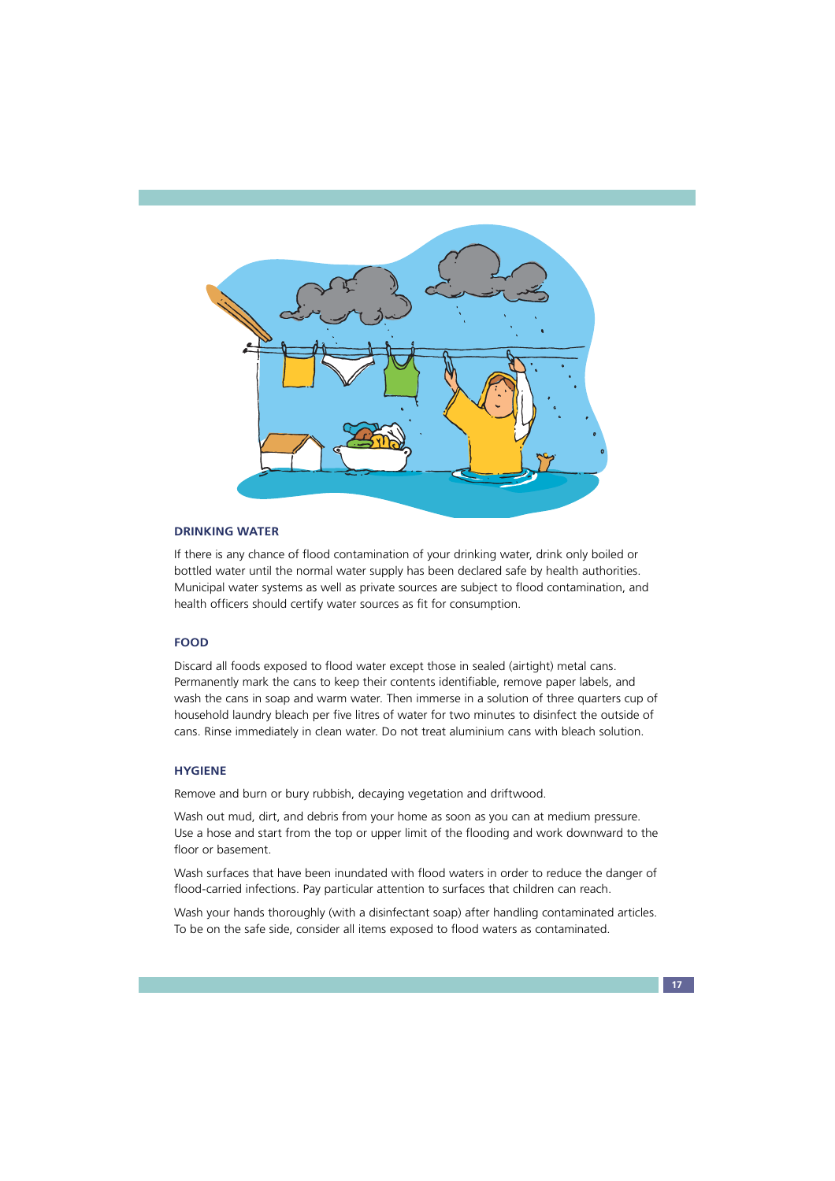## DRINKING WATER

If there is any chance of flood contamination of your drinking water, drink only boiled or bottled water until the normal water supply has been declared safe by health authorities. Municipal water systems as well as private sources are subject to flood contamination, and health officers should certify water sources as fit for consumption.

## FOOD

Discard all foods exposed to flood water except those in sealed (airtight) metal cans. Permanently mark the cans to keep their contents identifiable, remove paper labels, and wash the cans in soap and warm water. Then immerse in a solution of three quarters cup of household laundry bleach per five litres of water for two minutes to disinfect the outside of cans. Rinse immediately in clean water. Do not treat aluminium cans with bleach solution.

## HYGIENE

Remove and burn or bury rubbish, decaying vegetation and driftwood.

Wash out mud, dirt, and debris from your home as soon as you can at medium pressure. Use a hose and start from the top or upper limit of the flooding and work downward to the floor or basement.

Wash surfaces that have been inundated with flood waters in order to reduce the danger of flood-carried infections. Pay particular attention to surfaces that children can reach.

Wash your hands thoroughly (with a disinfectant soap) after handling contaminated articles. To be on the safe side, consider all items exposed to flood waters as contaminated.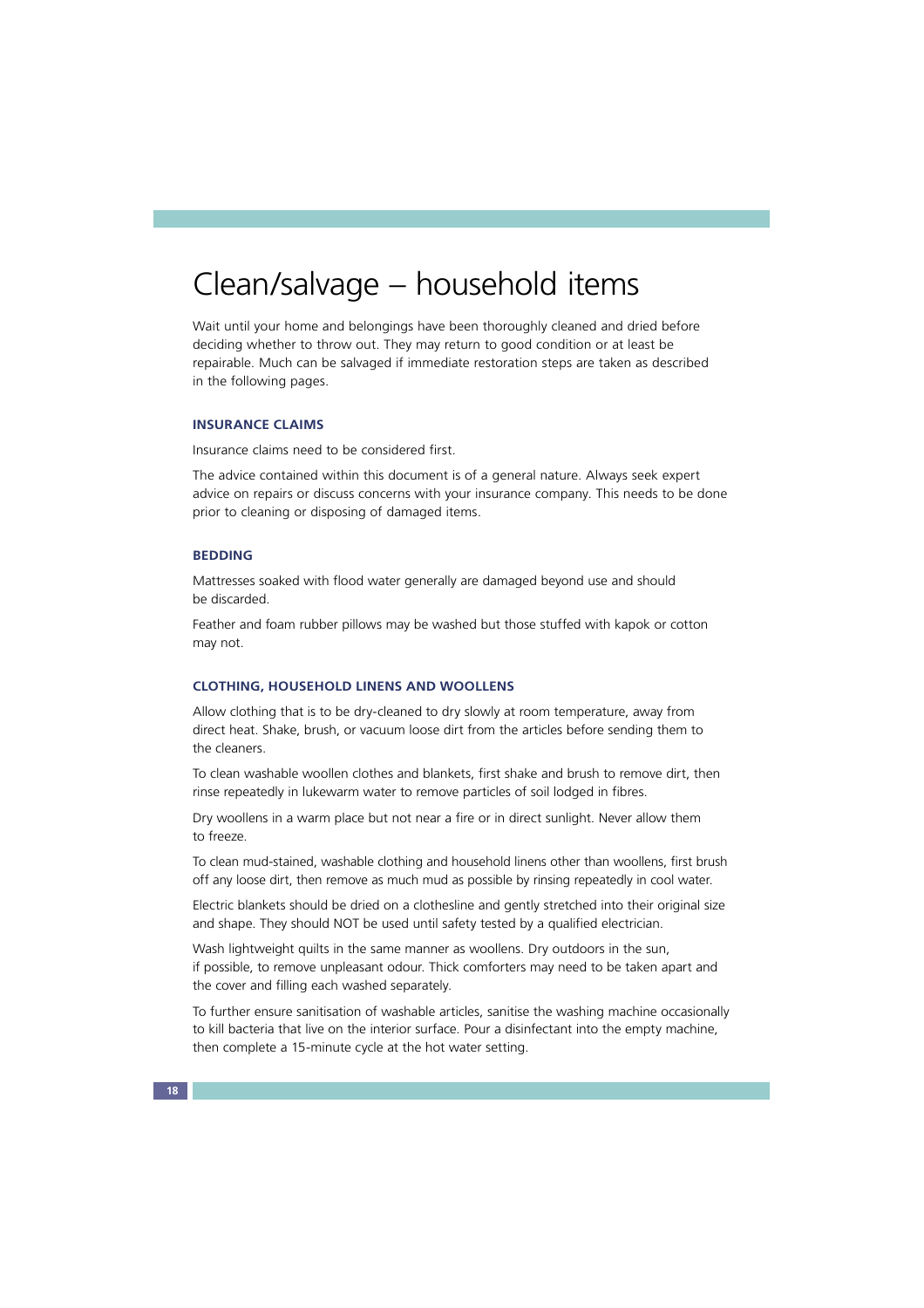# Clean/salvage – household items

Wait until your home and belongings have been thoroughly cleaned and dried before deciding whether to throw out. They may return to good condition or at least be repairable. Much can be salvaged if immediate restoration steps are taken as described in the following pages.

### INSURANCE CLAIMS

Insurance claims need to be considered first.

The advice contained within this document is of a general nature. Always seek expert advice on repairs or discuss concerns with your insurance company. This needs to be done prior to cleaning or disposing of damaged items.

### BEDDING

Mattresses soaked with flood water generally are damaged beyond use and should be discarded.

Feather and foam rubber pillows may be washed but those stuffed with kapok or cotton may not.

### CLOTHING, HOUSEHOLD LINENS AND WOOLLENS

Allow clothing that is to be dry-cleaned to dry slowly at room temperature, away from direct heat. Shake, brush, or vacuum loose dirt from the articles before sending them to the cleaners.

To clean washable woollen clothes and blankets, first shake and brush to remove dirt, then rinse repeatedly in lukewarm water to remove particles of soil lodged in fibres.

Dry woollens in a warm place but not near a fire or in direct sunlight. Never allow them to freeze.

To clean mud-stained, washable clothing and household linens other than woollens, first brush off any loose dirt, then remove as much mud as possible by rinsing repeatedly in cool water.

Electric blankets should be dried on a clothesline and gently stretched into their original size and shape. They should NOT be used until safety tested by a qualified electrician.

Wash lightweight quilts in the same manner as woollens. Dry outdoors in the sun, if possible, to remove unpleasant odour. Thick comforters may need to be taken apart and the cover and filling each washed separately.

To further ensure sanitisation of washable articles, sanitise the washing machine occasionally to kill bacteria that live on the interior surface. Pour a disinfectant into the empty machine, then complete a 15-minute cycle at the hot water setting.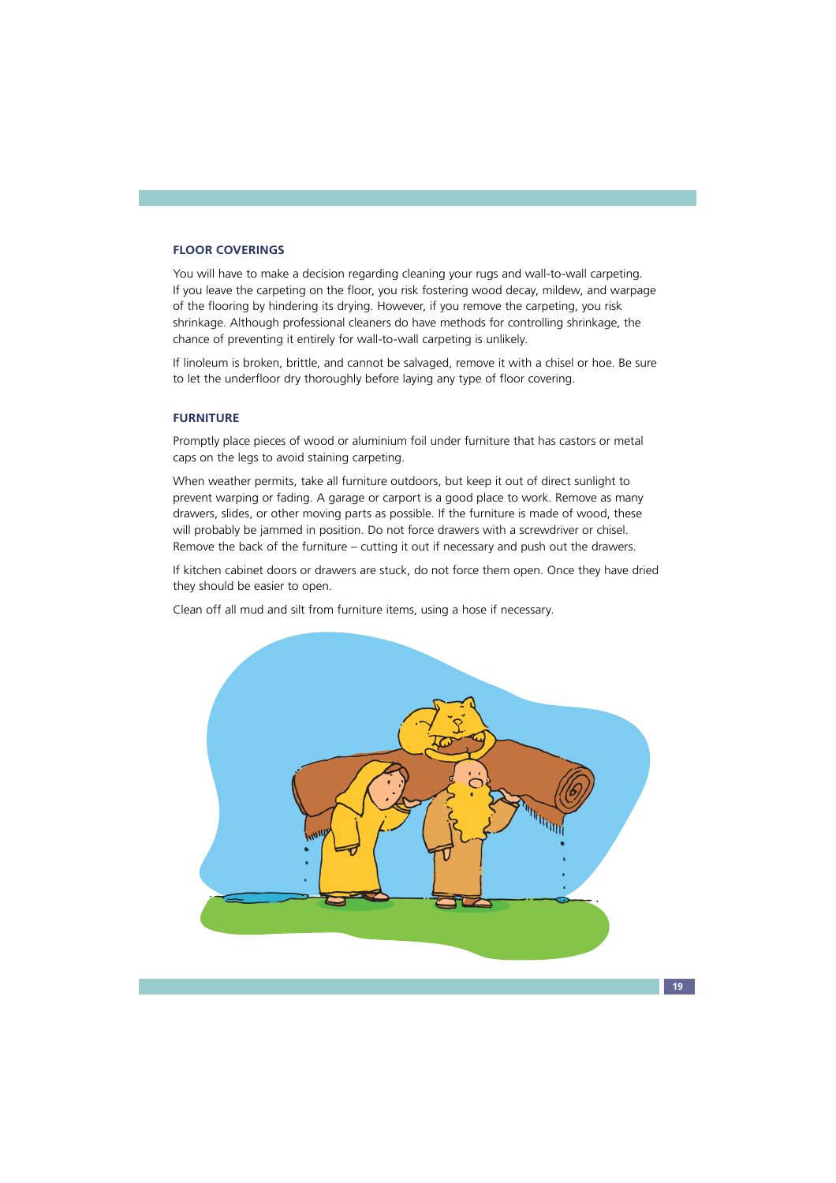### FLOOR COVERINGS

You will have to make a decision regarding cleaning your rugs and wall-to-wall carpeting. If you leave the carpeting on the floor, you risk fostering wood decay, mildew, and warpage of the flooring by hindering its drying. However, if you remove the carpeting, you risk shrinkage. Although professional cleaners do have methods for controlling shrinkage, the chance of preventing it entirely for wall-to-wall carpeting is unlikely.

If linoleum is broken, brittle, and cannot be salvaged, remove it with a chisel or hoe. Be sure to let the underfloor dry thoroughly before laying any type of floor covering.

### FURNITURE

Promptly place pieces of wood or aluminium foil under furniture that has castors or metal caps on the legs to avoid staining carpeting.

When weather permits, take all furniture outdoors, but keep it out of direct sunlight to prevent warping or fading. A garage or carport is a good place to work. Remove as many drawers, slides, or other moving parts as possible. If the furniture is made of wood, these will probably be jammed in position. Do not force drawers with a screwdriver or chisel. Remove the back of the furniture – cutting it out if necessary and push out the drawers.

If kitchen cabinet doors or drawers are stuck, do not force them open. Once they have dried they should be easier to open.

Clean off all mud and silt from furniture items, using a hose if necessary.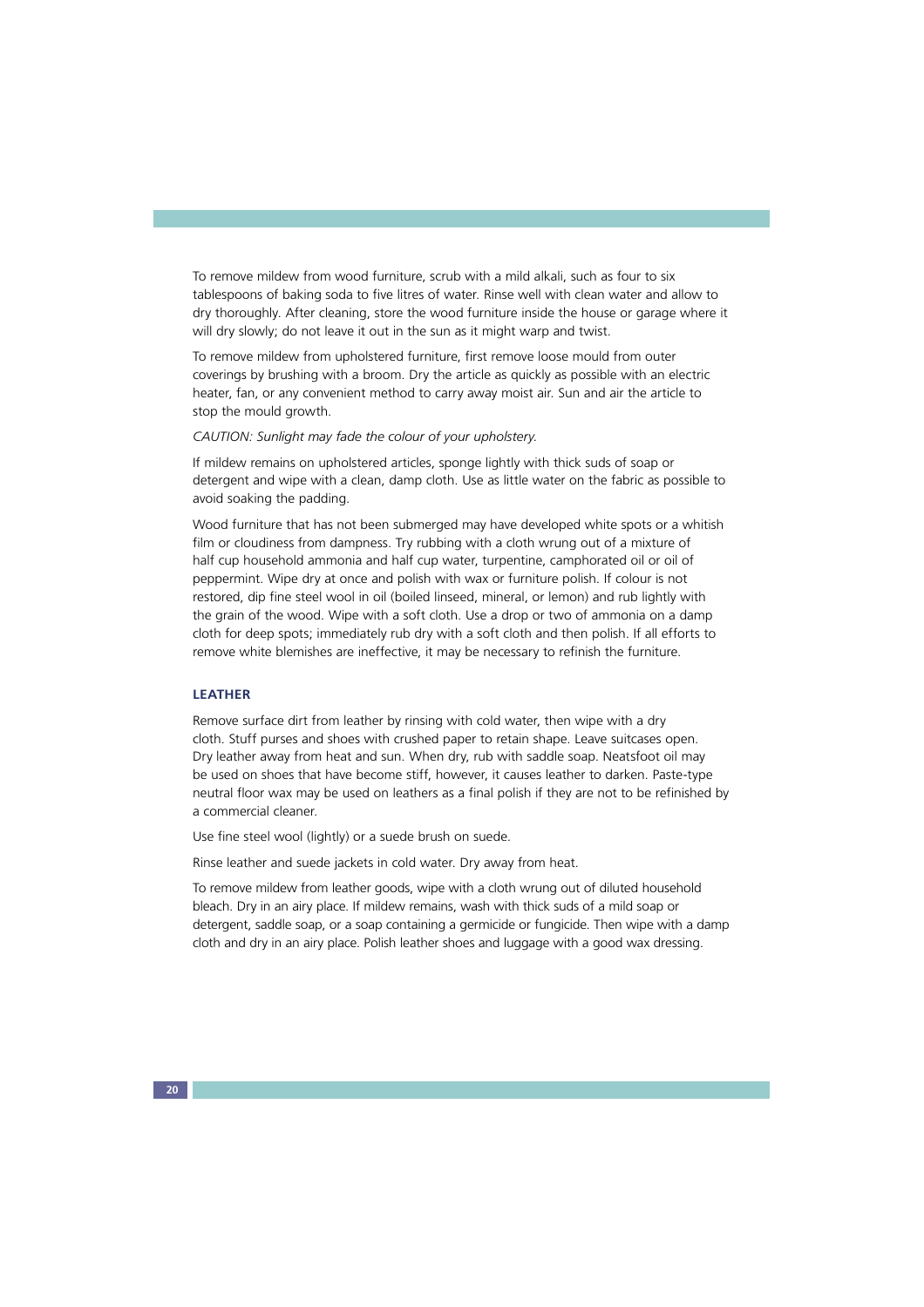To remove mildew from wood furniture, scrub with a mild alkali, such as four to six tablespoons of baking soda to five litres of water. Rinse well with clean water and allow to dry thoroughly. After cleaning, store the wood furniture inside the house or garage where it will dry slowly; do not leave it out in the sun as it might warp and twist.

To remove mildew from upholstered furniture, first remove loose mould from outer coverings by brushing with a broom. Dry the article as quickly as possible with an electric heater, fan, or any convenient method to carry away moist air. Sun and air the article to stop the mould growth.

*CAUTION: Sunlight may fade the colour of your upholstery.*

If mildew remains on upholstered articles, sponge lightly with thick suds of soap or detergent and wipe with a clean, damp cloth. Use as little water on the fabric as possible to avoid soaking the padding.

Wood furniture that has not been submerged may have developed white spots or a whitish film or cloudiness from dampness. Try rubbing with a cloth wrung out of a mixture of half cup household ammonia and half cup water, turpentine, camphorated oil or oil of peppermint. Wipe dry at once and polish with wax or furniture polish. If colour is not restored, dip fine steel wool in oil (boiled linseed, mineral, or lemon) and rub lightly with the grain of the wood. Wipe with a soft cloth. Use a drop or two of ammonia on a damp cloth for deep spots; immediately rub dry with a soft cloth and then polish. If all efforts to remove white blemishes are ineffective, it may be necessary to refinish the furniture.

### LEATHER

Remove surface dirt from leather by rinsing with cold water, then wipe with a dry cloth. Stuff purses and shoes with crushed paper to retain shape. Leave suitcases open. Dry leather away from heat and sun. When dry, rub with saddle soap. Neatsfoot oil may be used on shoes that have become stiff, however, it causes leather to darken. Paste-type neutral floor wax may be used on leathers as a final polish if they are not to be refinished by a commercial cleaner.

Use fine steel wool (lightly) or a suede brush on suede.

Rinse leather and suede jackets in cold water. Dry away from heat.

To remove mildew from leather goods, wipe with a cloth wrung out of diluted household bleach. Dry in an airy place. If mildew remains, wash with thick suds of a mild soap or detergent, saddle soap, or a soap containing a germicide or fungicide. Then wipe with a damp cloth and dry in an airy place. Polish leather shoes and luggage with a good wax dressing.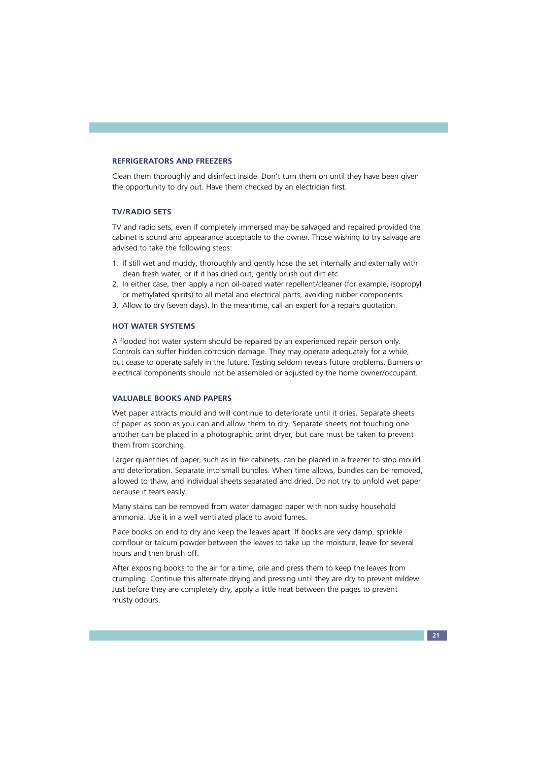### REFRIGERATORS AND FREEZERS

Clean them thoroughly and disinfect inside. Don't turn them on until they have been given the opportunity to dry out. Have them checked by an electrician first.

### TV/RADIO SETS

TV and radio sets, even if completely immersed may be salvaged and repaired provided the cabinet is sound and appearance acceptable to the owner. Those wishing to try salvage are advised to take the following steps:

1. If still wet and muddy, thoroughly and gently hose the set internally and externally with clean fresh water, or if it has dried out, gently brush out dirt etc.
2. In either case, then apply a non oil-based water repellent/cleaner (for example, isopropyl or methylated spirits) to all metal and electrical parts, avoiding rubber components.
3. Allow to dry (seven days). In the meantime, call an expert for a repairs quotation.

### HOT WATER SYSTEMS

A flooded hot water system should be repaired by an experienced repair person only. Controls can suffer hidden corrosion damage. They may operate adequately for a while, but cease to operate safely in the future. Testing seldom reveals future problems. Burners or electrical components should not be assembled or adjusted by the home owner/occupant.

### VALUABLE BOOKS AND PAPERS

Wet paper attracts mould and will continue to deteriorate until it dries. Separate sheets of paper as soon as you can and allow them to dry. Separate sheets not touching one another can be placed in a photographic print dryer, but care must be taken to prevent them from scorching.

Larger quantities of paper, such as in file cabinets, can be placed in a freezer to stop mould and deterioration. Separate into small bundles. When time allows, bundles can be removed, allowed to thaw, and individual sheets separated and dried. Do not try to unfold wet paper because it tears easily.

Many stains can be removed from water damaged paper with non sudsy household ammonia. Use it in a well ventilated place to avoid fumes.

Place books on end to dry and keep the leaves apart. If books are very damp, sprinkle cornflour or talcum powder between the leaves to take up the moisture, leave for several hours and then brush off.

After exposing books to the air for a time, pile and press them to keep the leaves from crumpling. Continue this alternate drying and pressing until they are dry to prevent mildew. Just before they are completely dry, apply a little heat between the pages to prevent musty odours.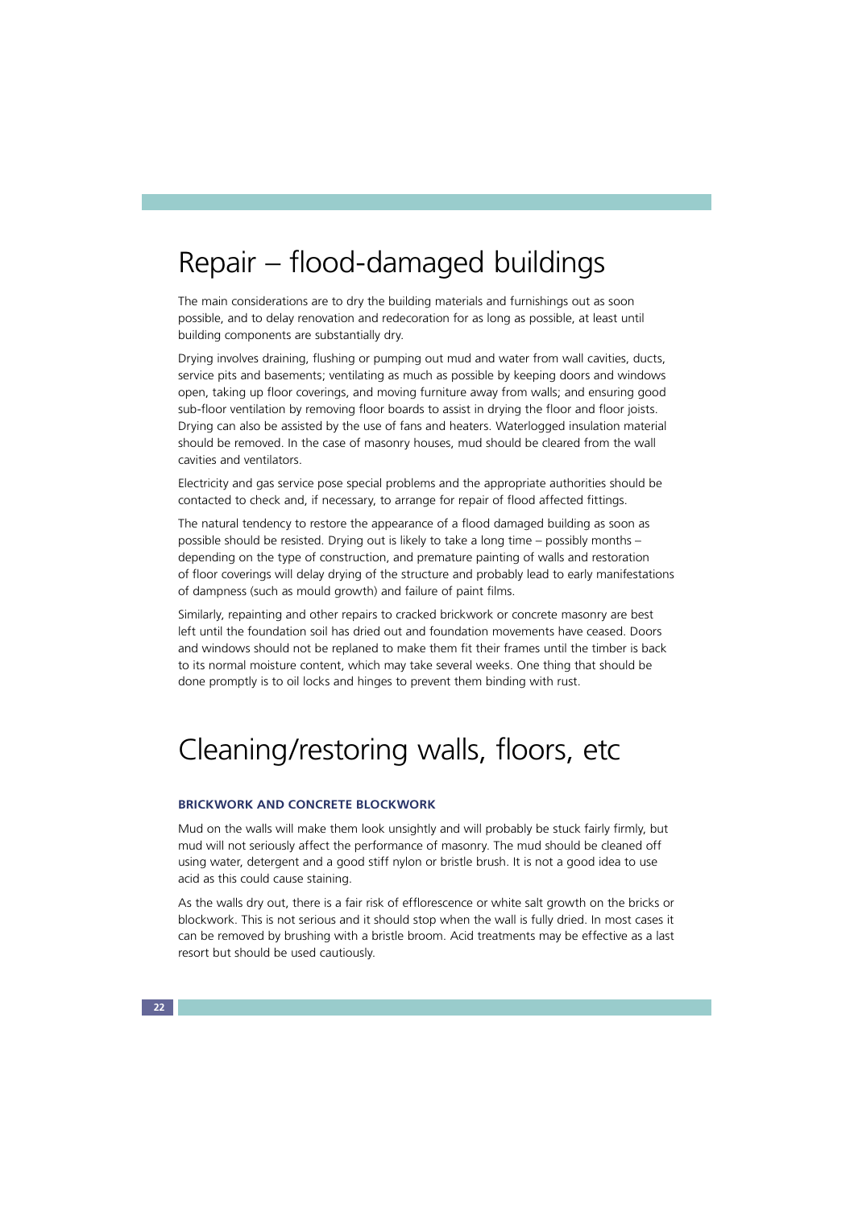# Repair – flood-damaged buildings

The main considerations are to dry the building materials and furnishings out as soon possible, and to delay renovation and redecoration for as long as possible, at least until building components are substantially dry.

Drying involves draining, flushing or pumping out mud and water from wall cavities, ducts, service pits and basements; ventilating as much as possible by keeping doors and windows open, taking up floor coverings, and moving furniture away from walls; and ensuring good sub-floor ventilation by removing floor boards to assist in drying the floor and floor joists. Drying can also be assisted by the use of fans and heaters. Waterlogged insulation material should be removed. In the case of masonry houses, mud should be cleared from the wall cavities and ventilators.

Electricity and gas service pose special problems and the appropriate authorities should be contacted to check and, if necessary, to arrange for repair of flood affected fittings.

The natural tendency to restore the appearance of a flood damaged building as soon as possible should be resisted. Drying out is likely to take a long time – possibly months – depending on the type of construction, and premature painting of walls and restoration of floor coverings will delay drying of the structure and probably lead to early manifestations of dampness (such as mould growth) and failure of paint films.

Similarly, repainting and other repairs to cracked brickwork or concrete masonry are best left until the foundation soil has dried out and foundation movements have ceased. Doors and windows should not be replaned to make them fit their frames until the timber is back to its normal moisture content, which may take several weeks. One thing that should be done promptly is to oil locks and hinges to prevent them binding with rust.

# Cleaning/restoring walls, floors, etc

### BRICKWORK AND CONCRETE BLOCKWORK

Mud on the walls will make them look unsightly and will probably be stuck fairly firmly, but mud will not seriously affect the performance of masonry. The mud should be cleaned off using water, detergent and a good stiff nylon or bristle brush. It is not a good idea to use acid as this could cause staining.

As the walls dry out, there is a fair risk of efflorescence or white salt growth on the bricks or blockwork. This is not serious and it should stop when the wall is fully dried. In most cases it can be removed by brushing with a bristle broom. Acid treatments may be effective as a last resort but should be used cautiously.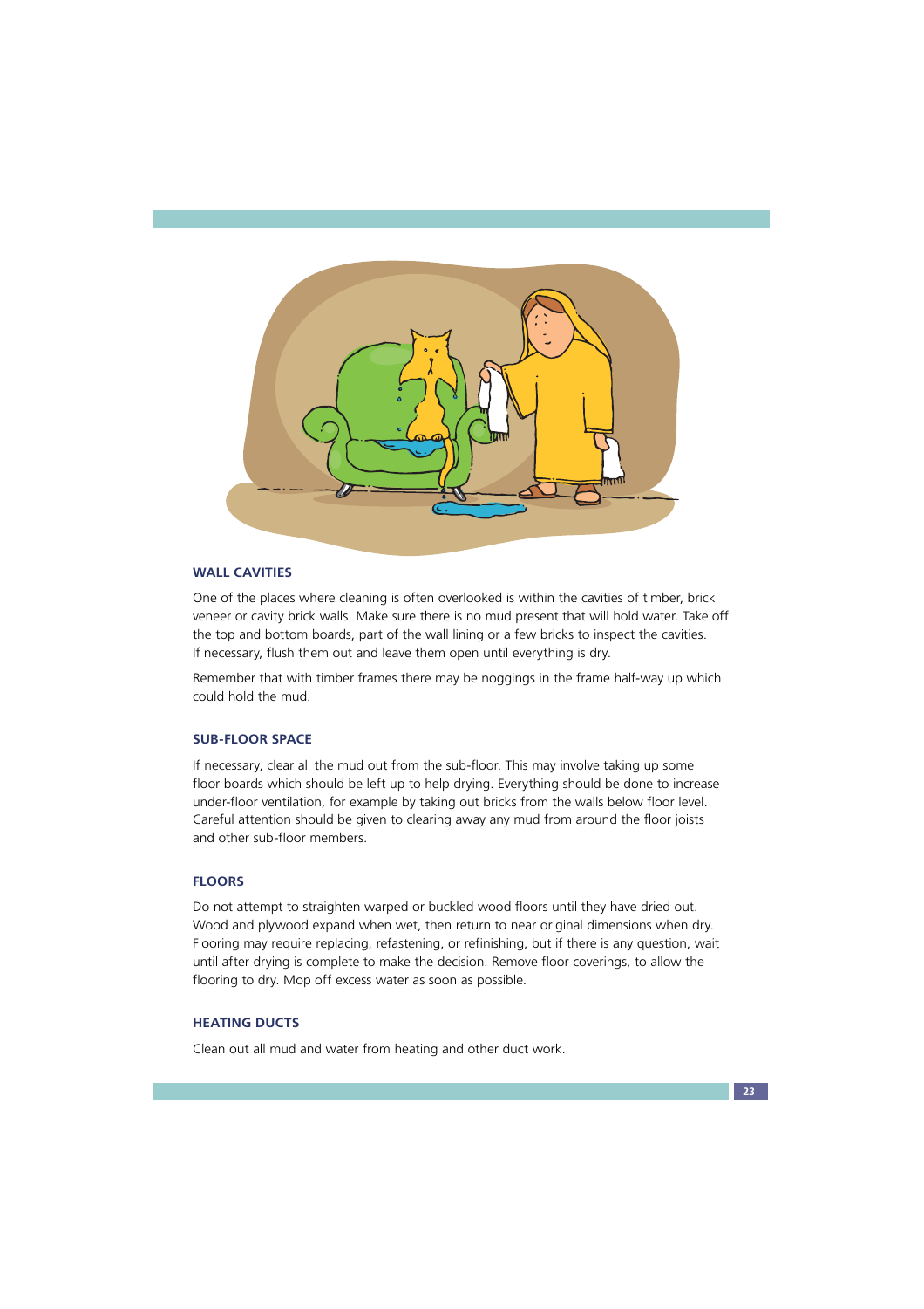## WALL CAVITIES

One of the places where cleaning is often overlooked is within the cavities of timber, brick veneer or cavity brick walls. Make sure there is no mud present that will hold water. Take off the top and bottom boards, part of the wall lining or a few bricks to inspect the cavities. If necessary, flush them out and leave them open until everything is dry.

Remember that with timber frames there may be noggings in the frame half-way up which could hold the mud.

## SUB-FLOOR SPACE

If necessary, clear all the mud out from the sub-floor. This may involve taking up some floor boards which should be left up to help drying. Everything should be done to increase under-floor ventilation, for example by taking out bricks from the walls below floor level. Careful attention should be given to clearing away any mud from around the floor joists and other sub-floor members.

## FLOORS

Do not attempt to straighten warped or buckled wood floors until they have dried out. Wood and plywood expand when wet, then return to near original dimensions when dry. Flooring may require replacing, refastening, or refinishing, but if there is any question, wait until after drying is complete to make the decision. Remove floor coverings, to allow the flooring to dry. Mop off excess water as soon as possible.

## HEATING DUCTS

Clean out all mud and water from heating and other duct work.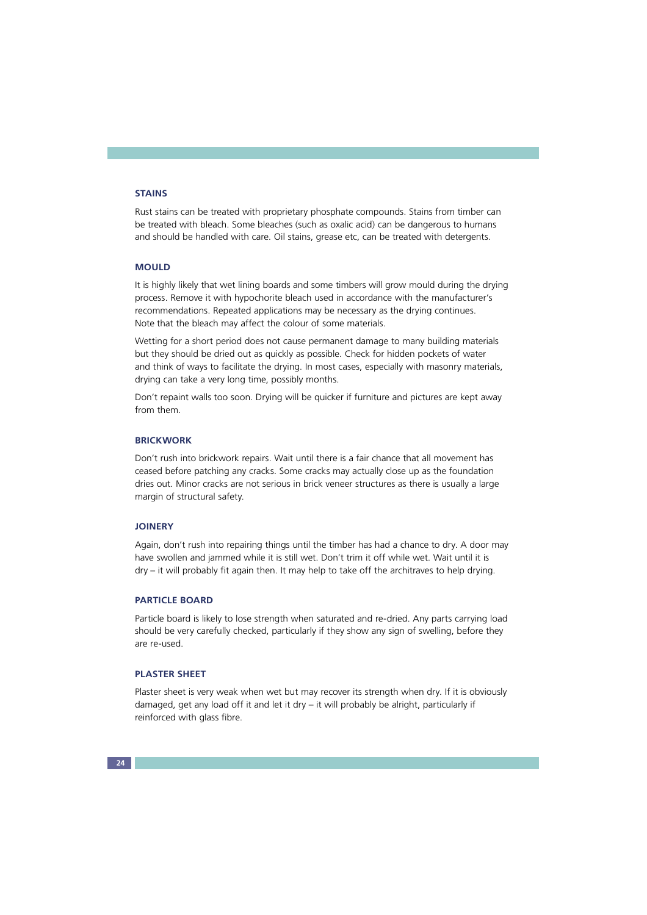## STAINS

Rust stains can be treated with proprietary phosphate compounds. Stains from timber can be treated with bleach. Some bleaches (such as oxalic acid) can be dangerous to humans and should be handled with care. Oil stains, grease etc, can be treated with detergents.

## MOULD

It is highly likely that wet lining boards and some timbers will grow mould during the drying process. Remove it with hypochorite bleach used in accordance with the manufacturer's recommendations. Repeated applications may be necessary as the drying continues. Note that the bleach may affect the colour of some materials.

Wetting for a short period does not cause permanent damage to many building materials but they should be dried out as quickly as possible. Check for hidden pockets of water and think of ways to facilitate the drying. In most cases, especially with masonry materials, drying can take a very long time, possibly months.

Don't repaint walls too soon. Drying will be quicker if furniture and pictures are kept away from them.

## BRICKWORK

Don't rush into brickwork repairs. Wait until there is a fair chance that all movement has ceased before patching any cracks. Some cracks may actually close up as the foundation dries out. Minor cracks are not serious in brick veneer structures as there is usually a large margin of structural safety.

## JOINERY

Again, don't rush into repairing things until the timber has had a chance to dry. A door may have swollen and jammed while it is still wet. Don't trim it off while wet. Wait until it is dry – it will probably fit again then. It may help to take off the architraves to help drying.

## PARTICLE BOARD

Particle board is likely to lose strength when saturated and re-dried. Any parts carrying load should be very carefully checked, particularly if they show any sign of swelling, before they are re-used.

## PLASTER SHEET

Plaster sheet is very weak when wet but may recover its strength when dry. If it is obviously damaged, get any load off it and let it dry – it will probably be alright, particularly if reinforced with glass fibre.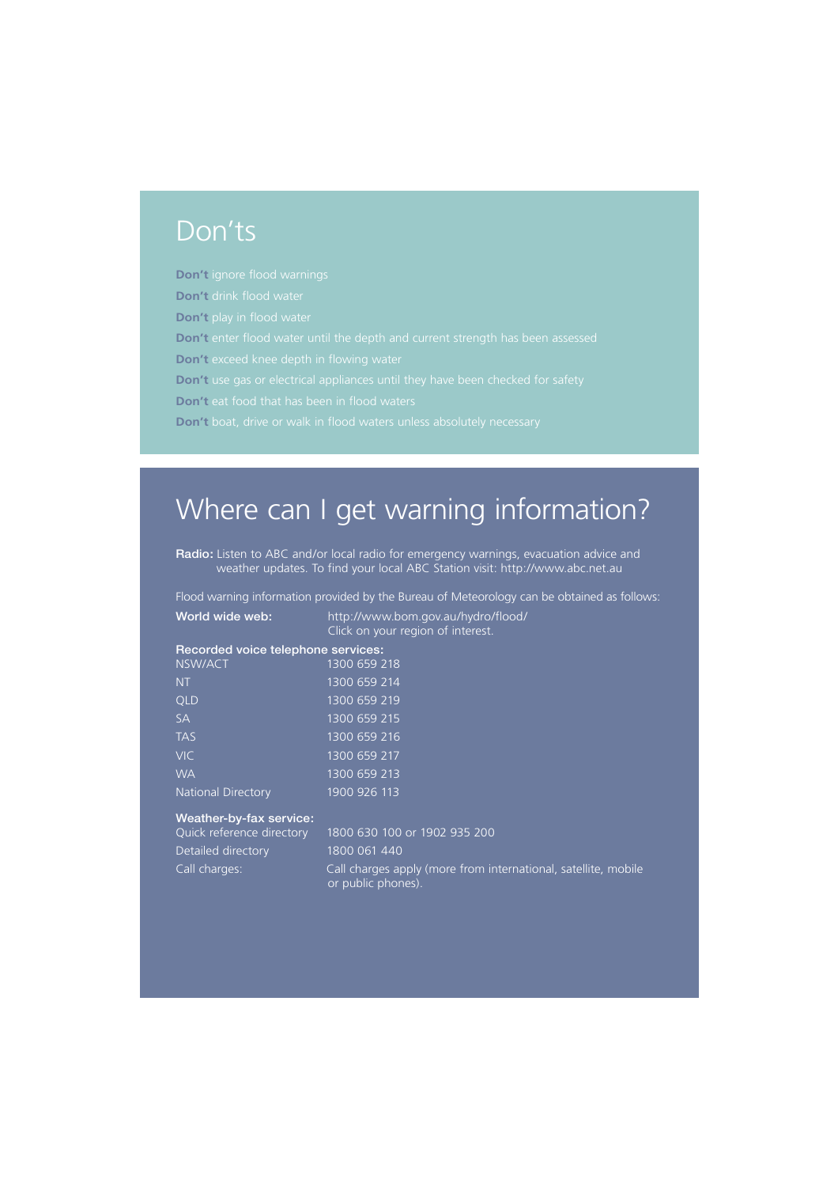## Don'ts

**Don't** ignore flood warnings
**Don't** drink flood water
**Don't** play in flood water
**Don't** enter flood water until the depth and current strength has been assessed
**Don't** exceed knee depth in flowing water
**Don't** use gas or electrical appliances until they have been checked for safety
**Don't** eat food that has been in flood waters
**Don't** boat, drive or walk in flood waters unless absolutely necessary

## Where can I get warning information?

**Radio:** Listen to ABC and/or local radio for emergency warnings, evacuation advice and weather updates. To find your local ABC Station visit: http://www.abc.net.au

Flood warning information provided by the Bureau of Meteorology can be obtained as follows:

**World wide web:** http://www.bom.gov.au/hydro/flood/
Click on your region of interest.

**Recorded voice telephone services:**

| | |
|---|---|
| NSW/ACT | 1300 659 218 |
| NT | 1300 659 214 |
| QLD | 1300 659 219 |
| SA | 1300 659 215 |
| TAS | 1300 659 216 |
| VIC | 1300 659 217 |
| WA | 1300 659 213 |
| National Directory | 1900 926 113 |

**Weather-by-fax service:**

| | |
|---|---|
| Quick reference directory | 1800 630 100 or 1902 935 200 |
| Detailed directory | 1800 061 440 |
| Call charges: | Call charges apply (more from international, satellite, mobile or public phones). |